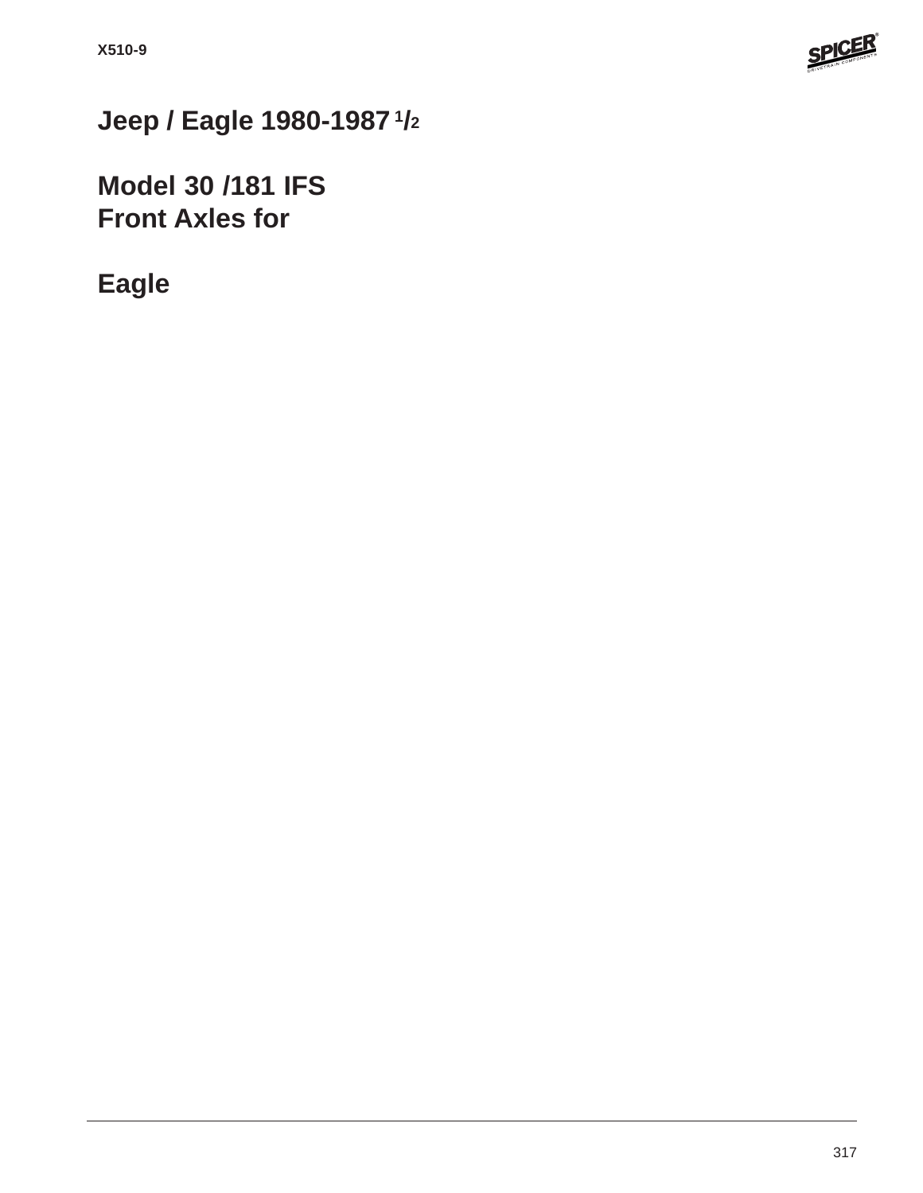# Jeep / Eagle 1980-1987 1/2

## Model 30 /181 IFS Front Axles for

## Eagle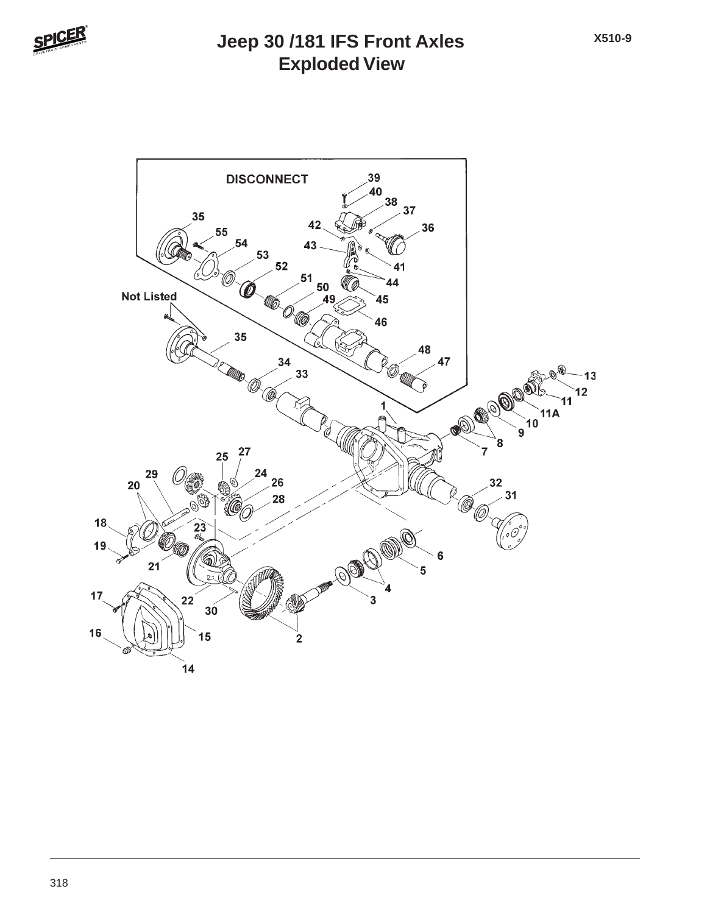# Jeep 30 /181 IFS Front Axles
## Exploded View

X510-9

DISCONNECT

39
40
38
37
36
35
42
55
54
43
41
53
52
44
51
50
45
49
46
Not Listed
35
48
47
34
33
13
12
11
11A
1
10
9
8
7
25
27
29
24
26
20
28
32
31
18
23
6
19
5
21
4
3
17
22
30
16
15
2
14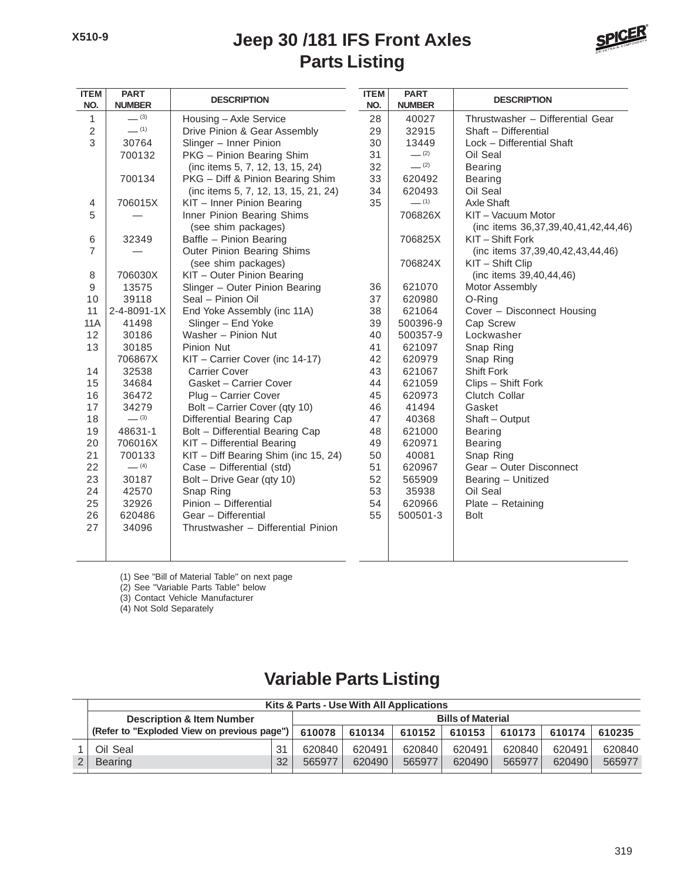# Jeep 30 /181 IFS Front Axles
## Parts Listing

| ITEM NO. | PART NUMBER | DESCRIPTION |
|---|---|---|
| 1 | — (3) | Housing – Axle Service |
| 2 | — (1) | Drive Pinion & Gear Assembly |
| 3 | 30764 | Slinger – Inner Pinion |
| | 700132 | PKG – Pinion Bearing Shim (inc items 5, 7, 12, 13, 15, 24) |
| | 700134 | PKG – Diff & Pinion Bearing Shim (inc items 5, 7, 12, 13, 15, 21, 24) |
| 4 | 706015X | KIT – Inner Pinion Bearing |
| 5 | — | Inner Pinion Bearing Shims (see shim packages) |
| 6 | 32349 | Baffle – Pinion Bearing |
| 7 | — | Outer Pinion Bearing Shims (see shim packages) |
| 8 | 706030X | KIT – Outer Pinion Bearing |
| 9 | 13575 | Slinger – Outer Pinion Bearing |
| 10 | 39118 | Seal – Pinion Oil |
| 11 | 2-4-8091-1X | End Yoke Assembly (inc 11A) |
| 11A | 41498 | Slinger – End Yoke |
| 12 | 30186 | Washer – Pinion Nut |
| 13 | 30185 | Pinion Nut |
| | 706867X | KIT – Carrier Cover (inc 14-17) |
| 14 | 32538 | Carrier Cover |
| 15 | 34684 | Gasket – Carrier Cover |
| 16 | 36472 | Plug – Carrier Cover |
| 17 | 34279 | Bolt – Carrier Cover (qty 10) |
| 18 | — (3) | Differential Bearing Cap |
| 19 | 48631-1 | Bolt – Differential Bearing Cap |
| 20 | 706016X | KIT – Differential Bearing |
| 21 | 700133 | KIT – Diff Bearing Shim (inc 15, 24) |
| 22 | — (4) | Case – Differential (std) |
| 23 | 30187 | Bolt – Drive Gear (qty 10) |
| 24 | 42570 | Snap Ring |
| 25 | 32926 | Pinion – Differential |
| 26 | 620486 | Gear – Differential |
| 27 | 34096 | Thrustwasher – Differential Pinion |
| 28 | 40027 | Thrustwasher – Differential Gear |
| 29 | 32915 | Shaft – Differential |
| 30 | 13449 | Lock – Differential Shaft |
| 31 | — (2) | Oil Seal |
| 32 | — (2) | Bearing |
| 33 | 620492 | Bearing |
| 34 | 620493 | Oil Seal |
| 35 | — (1) | Axle Shaft |
| | 706826X | KIT – Vacuum Motor (inc items 36,37,39,40,41,42,44,46) |
| | 706825X | KIT – Shift Fork (inc items 37,39,40,42,43,44,46) |
| | 706824X | KIT – Shift Clip (inc items 39,40,44,46) |
| 36 | 621070 | Motor Assembly |
| 37 | 620980 | O-Ring |
| 38 | 621064 | Cover – Disconnect Housing |
| 39 | 500396-9 | Cap Screw |
| 40 | 500357-9 | Lockwasher |
| 41 | 621097 | Snap Ring |
| 42 | 620979 | Snap Ring |
| 43 | 621067 | Shift Fork |
| 44 | 621059 | Clips – Shift Fork |
| 45 | 620973 | Clutch Collar |
| 46 | 41494 | Gasket |
| 47 | 40368 | Shaft – Output |
| 48 | 621000 | Bearing |
| 49 | 620971 | Bearing |
| 50 | 40081 | Snap Ring |
| 51 | 620967 | Gear – Outer Disconnect |
| 52 | 565909 | Bearing – Unitized |
| 53 | 35938 | Oil Seal |
| 54 | 620966 | Plate – Retaining |
| 55 | 500501-3 | Bolt |

(1) See "Bill of Material Table" on next page
(2) See "Variable Parts Table" below
(3) Contact Vehicle Manufacturer
(4) Not Sold Separately

## Variable Parts Listing

| | Kits & Parts - Use With All Applications | | | | | | | | |
|---|---|---|---|---|---|---|---|---|---|
| | Description & Item Number (Refer to "Exploded View on previous page") | | Bills of Material | | | | | | |
| | | | 610078 | 610134 | 610152 | 610153 | 610173 | 610174 | 610235 |
| 1 | Oil Seal | 31 | 620840 | 620491 | 620840 | 620491 | 620840 | 620491 | 620840 |
| 2 | Bearing | 32 | 565977 | 620490 | 565977 | 620490 | 565977 | 620490 | 565977 |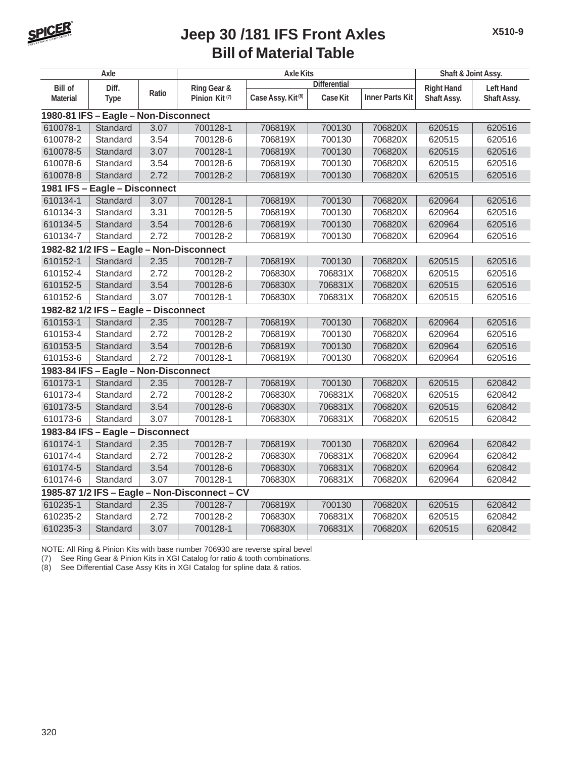# Jeep 30 /181 IFS Front Axles
## Bill of Material Table

| Axle | | | Axle Kits | | | | Shaft & Joint Assy. | |
|---|---|---|---|---|---|---|---|---|
| | | | | Differential | | | | |
| Bill of Material | Diff. Type | Ratio | Ring Gear & Pinion Kit (7) | Case Assy. Kit (8) | Case Kit | Inner Parts Kit | Right Hand Shaft Assy. | Left Hand Shaft Assy. |
| **1980-81 IFS – Eagle – Non-Disconnect** | | | | | | | | |
| 610078-1 | Standard | 3.07 | 700128-1 | 706819X | 700130 | 706820X | 620515 | 620516 |
| 610078-2 | Standard | 3.54 | 700128-6 | 706819X | 700130 | 706820X | 620515 | 620516 |
| 610078-5 | Standard | 3.07 | 700128-1 | 706819X | 700130 | 706820X | 620515 | 620516 |
| 610078-6 | Standard | 3.54 | 700128-6 | 706819X | 700130 | 706820X | 620515 | 620516 |
| 610078-8 | Standard | 2.72 | 700128-2 | 706819X | 700130 | 706820X | 620515 | 620516 |
| **1981 IFS – Eagle – Disconnect** | | | | | | | | |
| 610134-1 | Standard | 3.07 | 700128-1 | 706819X | 700130 | 706820X | 620964 | 620516 |
| 610134-3 | Standard | 3.31 | 700128-5 | 706819X | 700130 | 706820X | 620964 | 620516 |
| 610134-5 | Standard | 3.54 | 700128-6 | 706819X | 700130 | 706820X | 620964 | 620516 |
| 610134-7 | Standard | 2.72 | 700128-2 | 706819X | 700130 | 706820X | 620964 | 620516 |
| **1982-82 1/2 IFS – Eagle – Non-Disconnect** | | | | | | | | |
| 610152-1 | Standard | 2.35 | 700128-7 | 706819X | 700130 | 706820X | 620515 | 620516 |
| 610152-4 | Standard | 2.72 | 700128-2 | 706830X | 706831X | 706820X | 620515 | 620516 |
| 610152-5 | Standard | 3.54 | 700128-6 | 706830X | 706831X | 706820X | 620515 | 620516 |
| 610152-6 | Standard | 3.07 | 700128-1 | 706830X | 706831X | 706820X | 620515 | 620516 |
| **1982-82 1/2 IFS – Eagle – Disconnect** | | | | | | | | |
| 610153-1 | Standard | 2.35 | 700128-7 | 706819X | 700130 | 706820X | 620964 | 620516 |
| 610153-4 | Standard | 2.72 | 700128-2 | 706819X | 700130 | 706820X | 620964 | 620516 |
| 610153-5 | Standard | 3.54 | 700128-6 | 706819X | 700130 | 706820X | 620964 | 620516 |
| 610153-6 | Standard | 2.72 | 700128-1 | 706819X | 700130 | 706820X | 620964 | 620516 |
| **1983-84 IFS – Eagle – Non-Disconnect** | | | | | | | | |
| 610173-1 | Standard | 2.35 | 700128-7 | 706819X | 700130 | 706820X | 620515 | 620842 |
| 610173-4 | Standard | 2.72 | 700128-2 | 706830X | 706831X | 706820X | 620515 | 620842 |
| 610173-5 | Standard | 3.54 | 700128-6 | 706830X | 706831X | 706820X | 620515 | 620842 |
| 610173-6 | Standard | 3.07 | 700128-1 | 706830X | 706831X | 706820X | 620515 | 620842 |
| **1983-84 IFS – Eagle – Disconnect** | | | | | | | | |
| 610174-1 | Standard | 2.35 | 700128-7 | 706819X | 700130 | 706820X | 620964 | 620842 |
| 610174-4 | Standard | 2.72 | 700128-2 | 706830X | 706831X | 706820X | 620964 | 620842 |
| 610174-5 | Standard | 3.54 | 700128-6 | 706830X | 706831X | 706820X | 620964 | 620842 |
| 610174-6 | Standard | 3.07 | 700128-1 | 706830X | 706831X | 706820X | 620964 | 620842 |
| **1985-87 1/2 IFS – Eagle – Non-Disconnect – CV** | | | | | | | | |
| 610235-1 | Standard | 2.35 | 700128-7 | 706819X | 700130 | 706820X | 620515 | 620842 |
| 610235-2 | Standard | 2.72 | 700128-2 | 706830X | 706831X | 706820X | 620515 | 620842 |
| 610235-3 | Standard | 3.07 | 700128-1 | 706830X | 706831X | 706820X | 620515 | 620842 |

NOTE: All Ring & Pinion Kits with base number 706930 are reverse spiral bevel

(7) See Ring Gear & Pinion Kits in XGI Catalog for ratio & tooth combinations.

(8) See Differential Case Assy Kits in XGI Catalog for spline data & ratios.